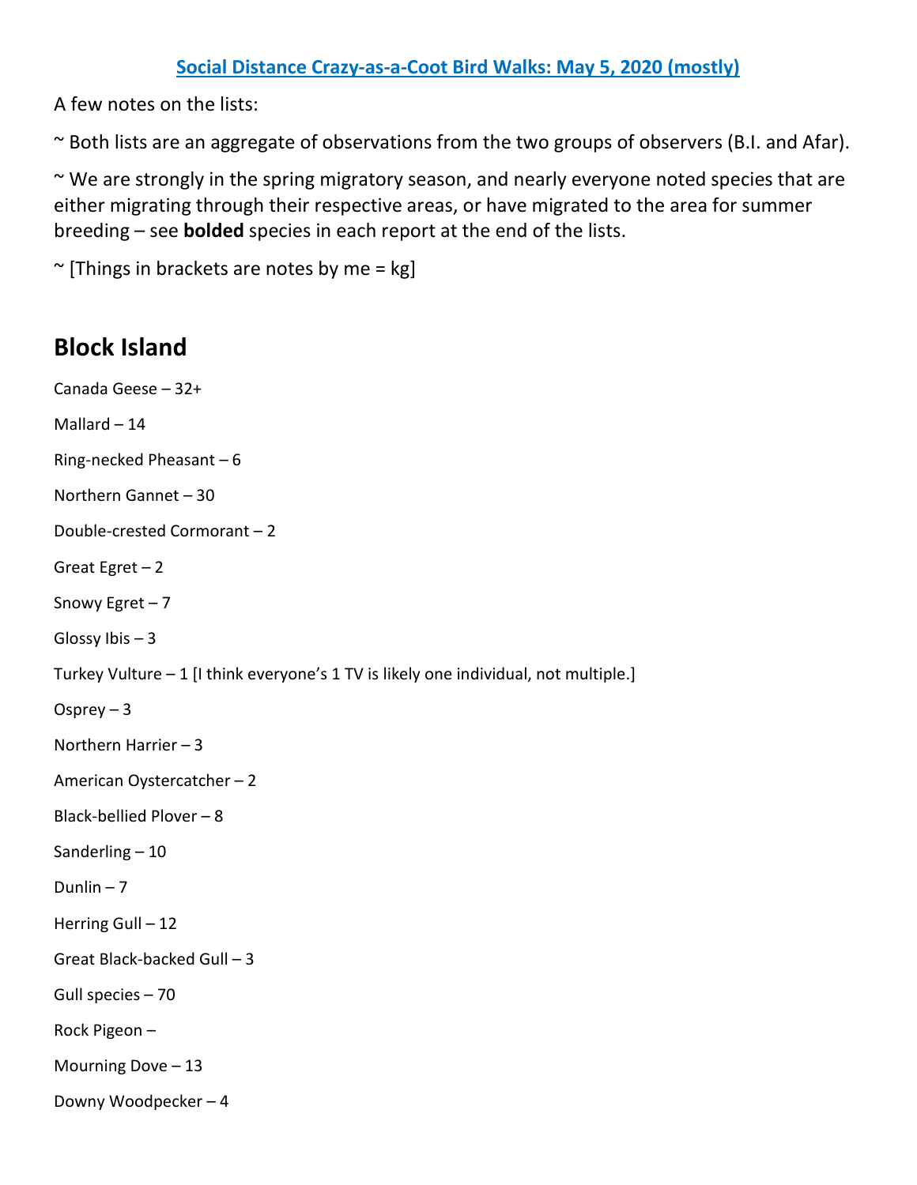# [Social Distance Crazy-as-a-Coot Bird Walks: May 5, 2020 (mostly)]

A few notes on the lists:

~ Both lists are an aggregate of observations from the two groups of observers (B.I. and Afar).

~ We are strongly in the spring migratory season, and nearly everyone noted species that are either migrating through their respective areas, or have migrated to the area for summer breeding – see **bolded** species in each report at the end of the lists.

~ [Things in brackets are notes by me = kg]

## Block Island

Canada Geese – 32+

Mallard – 14

Ring-necked Pheasant – 6

Northern Gannet – 30

Double-crested Cormorant – 2

Great Egret – 2

Snowy Egret – 7

Glossy Ibis – 3

Turkey Vulture – 1 [I think everyone's 1 TV is likely one individual, not multiple.]

Osprey – 3

Northern Harrier – 3

American Oystercatcher – 2

Black-bellied Plover – 8

Sanderling – 10

Dunlin – 7

Herring Gull – 12

Great Black-backed Gull – 3

Gull species – 70

Rock Pigeon –

Mourning Dove – 13

Downy Woodpecker – 4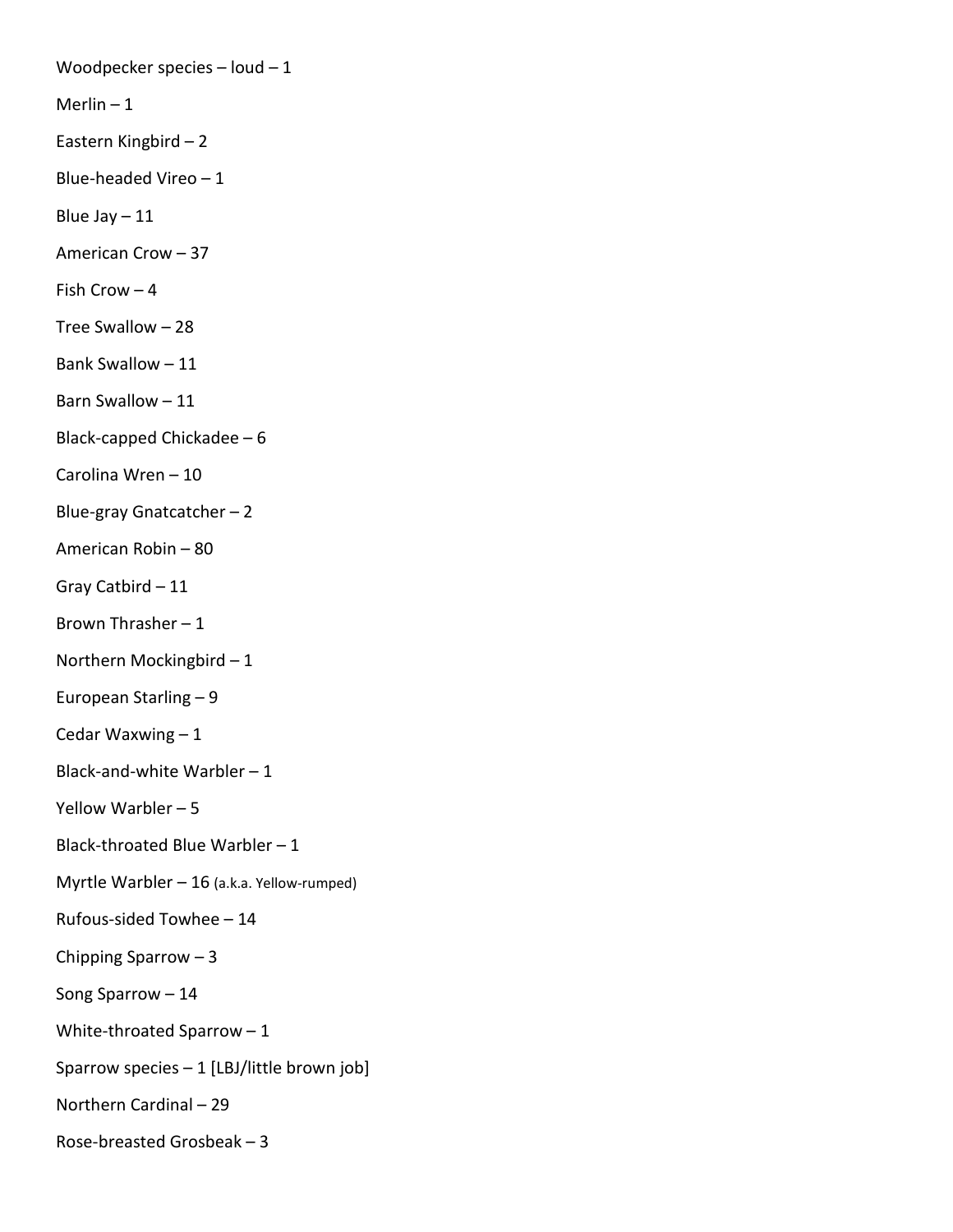Woodpecker species – loud – 1

Merlin – 1

Eastern Kingbird – 2

Blue-headed Vireo – 1

Blue Jay – 11

American Crow – 37

Fish Crow – 4

Tree Swallow – 28

Bank Swallow – 11

Barn Swallow – 11

Black-capped Chickadee – 6

Carolina Wren – 10

Blue-gray Gnatcatcher – 2

American Robin – 80

Gray Catbird – 11

Brown Thrasher – 1

Northern Mockingbird – 1

European Starling – 9

Cedar Waxwing – 1

Black-and-white Warbler – 1

Yellow Warbler – 5

Black-throated Blue Warbler – 1

Myrtle Warbler – 16 (a.k.a. Yellow-rumped)

Rufous-sided Towhee – 14

Chipping Sparrow – 3

Song Sparrow – 14

White-throated Sparrow – 1

Sparrow species – 1 [LBJ/little brown job]

Northern Cardinal – 29

Rose-breasted Grosbeak – 3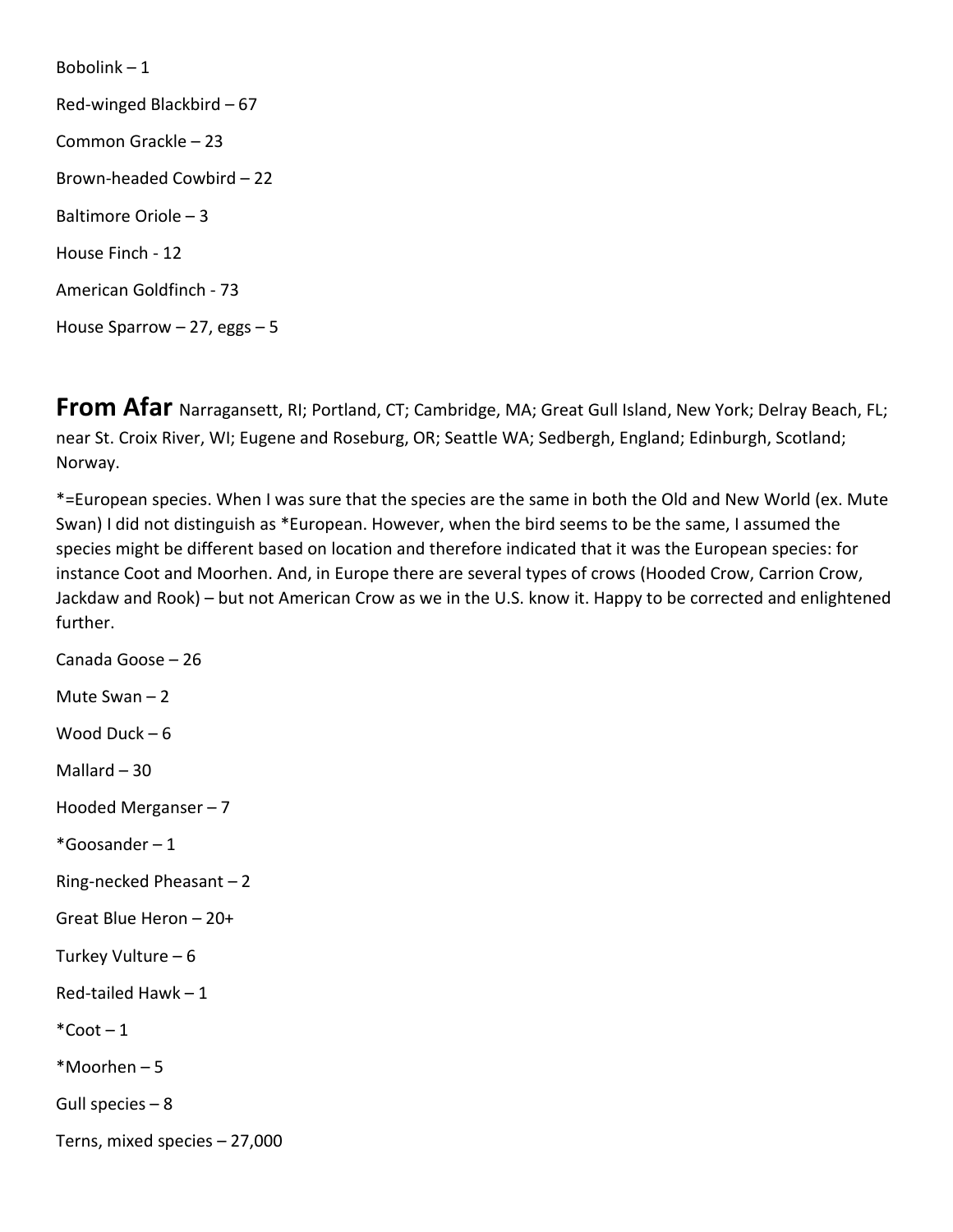Bobolink – 1

Red-winged Blackbird – 67

Common Grackle – 23

Brown-headed Cowbird – 22

Baltimore Oriole – 3

House Finch - 12

American Goldfinch - 73

House Sparrow – 27, eggs – 5

## **From Afar** Narragansett, RI; Portland, CT; Cambridge, MA; Great Gull Island, New York; Delray Beach, FL; near St. Croix River, WI; Eugene and Roseburg, OR; Seattle WA; Sedbergh, England; Edinburgh, Scotland; Norway.

*=European species. When I was sure that the species are the same in both the Old and New World (ex. Mute Swan) I did not distinguish as *European. However, when the bird seems to be the same, I assumed the species might be different based on location and therefore indicated that it was the European species: for instance Coot and Moorhen. And, in Europe there are several types of crows (Hooded Crow, Carrion Crow, Jackdaw and Rook) – but not American Crow as we in the U.S. know it. Happy to be corrected and enlightened further.

Canada Goose – 26

Mute Swan – 2

Wood Duck – 6

Mallard – 30

Hooded Merganser – 7

*Goosander – 1

Ring-necked Pheasant – 2

Great Blue Heron – 20+

Turkey Vulture – 6

Red-tailed Hawk – 1

*Coot – 1

*Moorhen – 5

Gull species – 8

Terns, mixed species – 27,000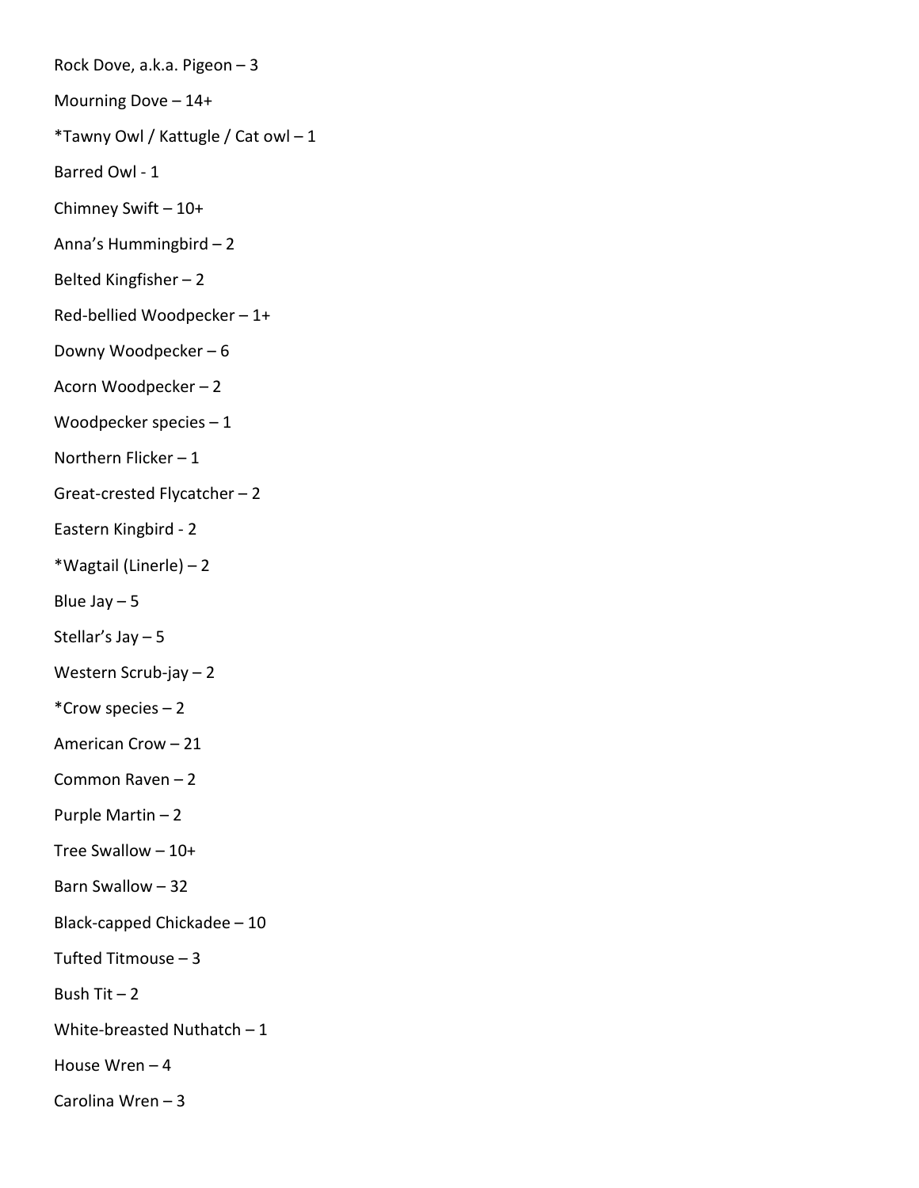Rock Dove, a.k.a. Pigeon – 3

Mourning Dove – 14+

*Tawny Owl / Kattugle / Cat owl – 1

Barred Owl - 1

Chimney Swift – 10+

Anna's Hummingbird – 2

Belted Kingfisher – 2

Red-bellied Woodpecker – 1+

Downy Woodpecker – 6

Acorn Woodpecker – 2

Woodpecker species – 1

Northern Flicker – 1

Great-crested Flycatcher – 2

Eastern Kingbird - 2

*Wagtail (Linerle) – 2

Blue Jay – 5

Stellar's Jay – 5

Western Scrub-jay – 2

*Crow species – 2

American Crow – 21

Common Raven – 2

Purple Martin – 2

Tree Swallow – 10+

Barn Swallow – 32

Black-capped Chickadee – 10

Tufted Titmouse – 3

Bush Tit – 2

White-breasted Nuthatch – 1

House Wren – 4

Carolina Wren – 3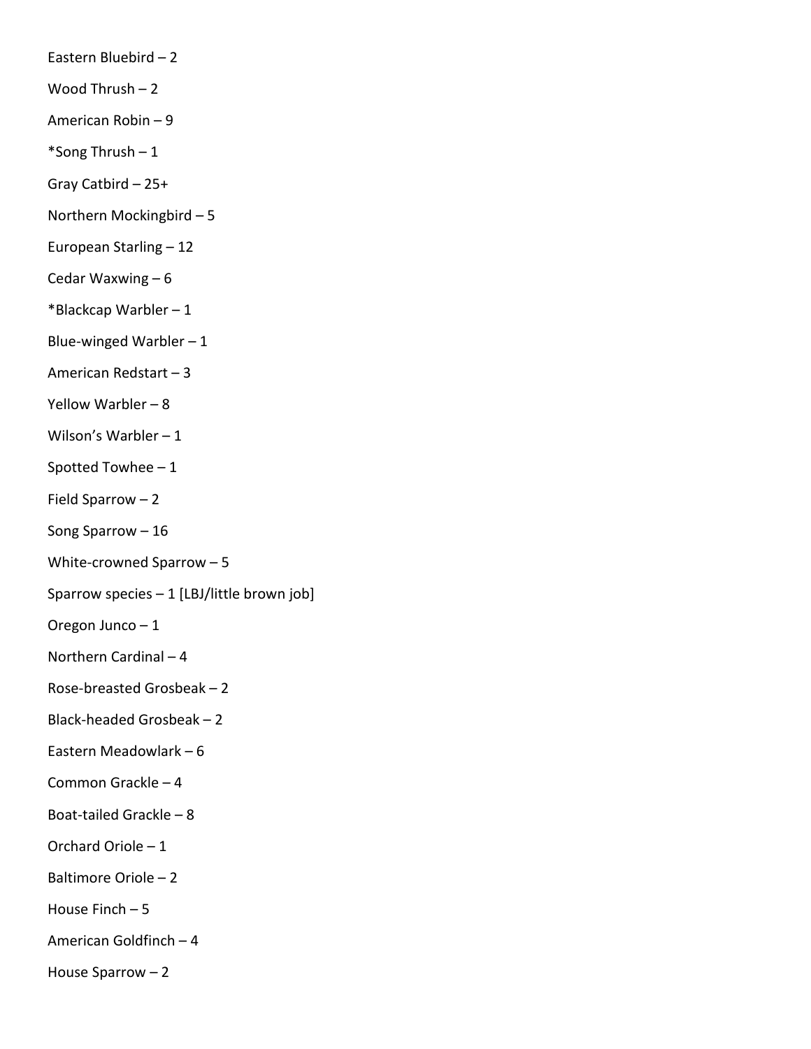Eastern Bluebird – 2

Wood Thrush – 2

American Robin – 9

*Song Thrush – 1

Gray Catbird – 25+

Northern Mockingbird – 5

European Starling – 12

Cedar Waxwing – 6

*Blackcap Warbler – 1

Blue-winged Warbler – 1

American Redstart – 3

Yellow Warbler – 8

Wilson's Warbler – 1

Spotted Towhee – 1

Field Sparrow – 2

Song Sparrow – 16

White-crowned Sparrow – 5

Sparrow species – 1 [LBJ/little brown job]

Oregon Junco – 1

Northern Cardinal – 4

Rose-breasted Grosbeak – 2

Black-headed Grosbeak – 2

Eastern Meadowlark – 6

Common Grackle – 4

Boat-tailed Grackle – 8

Orchard Oriole – 1

Baltimore Oriole – 2

House Finch – 5

American Goldfinch – 4

House Sparrow – 2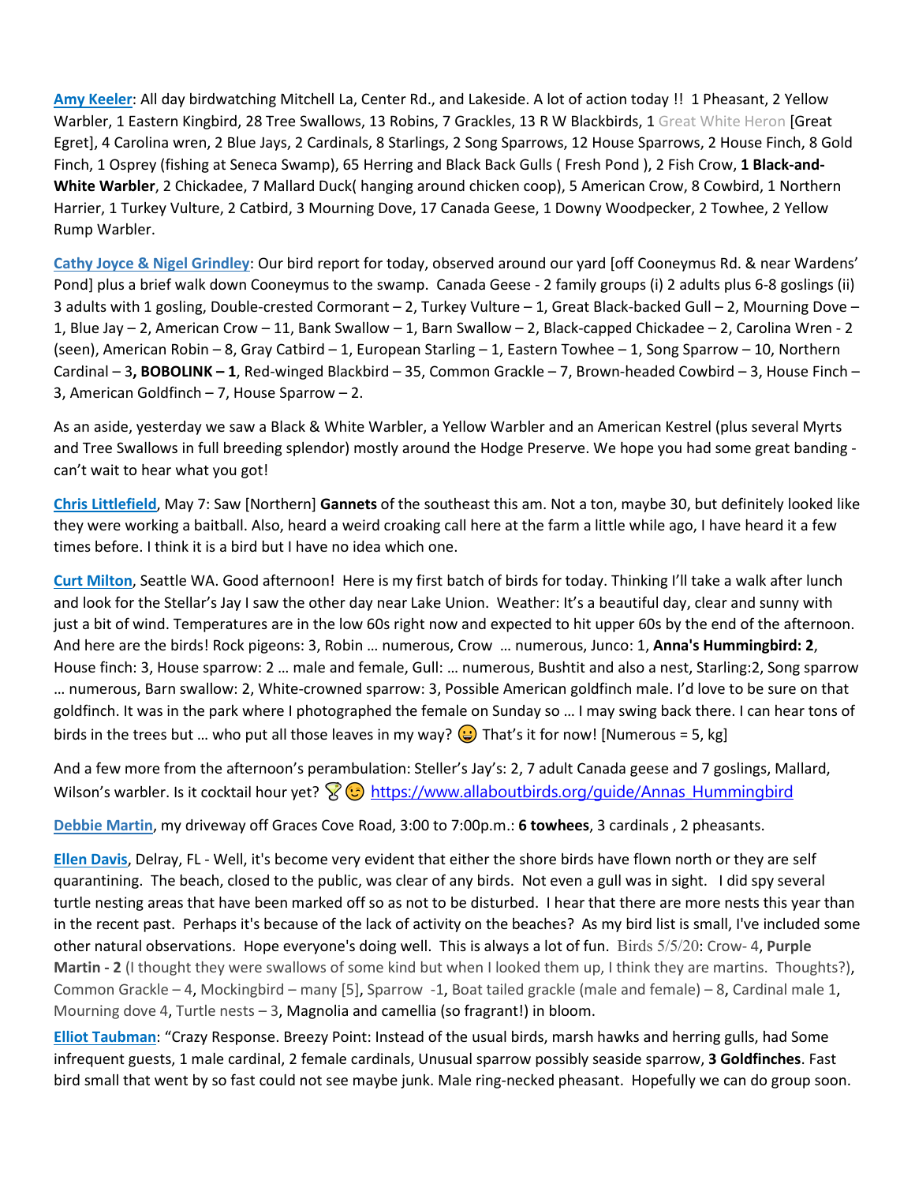**Amy Keeler**: All day birdwatching Mitchell La, Center Rd., and Lakeside. A lot of action today !! 1 Pheasant, 2 Yellow Warbler, 1 Eastern Kingbird, 28 Tree Swallows, 13 Robins, 7 Grackles, 13 R W Blackbirds, 1 Great White Heron [Great Egret], 4 Carolina wren, 2 Blue Jays, 2 Cardinals, 8 Starlings, 2 Song Sparrows, 12 House Sparrows, 2 House Finch, 8 Gold Finch, 1 Osprey (fishing at Seneca Swamp), 65 Herring and Black Back Gulls ( Fresh Pond ), 2 Fish Crow, **1 Black-and-White Warbler**, 2 Chickadee, 7 Mallard Duck( hanging around chicken coop), 5 American Crow, 8 Cowbird, 1 Northern Harrier, 1 Turkey Vulture, 2 Catbird, 3 Mourning Dove, 17 Canada Geese, 1 Downy Woodpecker, 2 Towhee, 2 Yellow Rump Warbler.

**Cathy Joyce & Nigel Grindley**: Our bird report for today, observed around our yard [off Cooneymus Rd. & near Wardens' Pond] plus a brief walk down Cooneymus to the swamp. Canada Geese - 2 family groups (i) 2 adults plus 6-8 goslings (ii) 3 adults with 1 gosling, Double-crested Cormorant – 2, Turkey Vulture – 1, Great Black-backed Gull – 2, Mourning Dove – 1, Blue Jay – 2, American Crow – 11, Bank Swallow – 1, Barn Swallow – 2, Black-capped Chickadee – 2, Carolina Wren - 2 (seen), American Robin – 8, Gray Catbird – 1, European Starling – 1, Eastern Towhee – 1, Song Sparrow – 10, Northern Cardinal – 3**, BOBOLINK – 1**, Red-winged Blackbird – 35, Common Grackle – 7, Brown-headed Cowbird – 3, House Finch – 3, American Goldfinch – 7, House Sparrow – 2.

As an aside, yesterday we saw a Black & White Warbler, a Yellow Warbler and an American Kestrel (plus several Myrts and Tree Swallows in full breeding splendor) mostly around the Hodge Preserve. We hope you had some great banding - can't wait to hear what you got!

**Chris Littlefield**, May 7: Saw [Northern] **Gannets** of the southeast this am. Not a ton, maybe 30, but definitely looked like they were working a baitball. Also, heard a weird croaking call here at the farm a little while ago, I have heard it a few times before. I think it is a bird but I have no idea which one.

**Curt Milton**, Seattle WA. Good afternoon! Here is my first batch of birds for today. Thinking I'll take a walk after lunch and look for the Stellar's Jay I saw the other day near Lake Union. Weather: It's a beautiful day, clear and sunny with just a bit of wind. Temperatures are in the low 60s right now and expected to hit upper 60s by the end of the afternoon. And here are the birds! Rock pigeons: 3, Robin … numerous, Crow … numerous, Junco: 1, **Anna's Hummingbird: 2**, House finch: 3, House sparrow: 2 … male and female, Gull: … numerous, Bushtit and also a nest, Starling:2, Song sparrow … numerous, Barn swallow: 2, White-crowned sparrow: 3, Possible American goldfinch male. I'd love to be sure on that goldfinch. It was in the park where I photographed the female on Sunday so … I may swing back there. I can hear tons of birds in the trees but … who put all those leaves in my way? 😀 That's it for now! [Numerous = 5, kg]

And a few more from the afternoon's perambulation: Steller's Jay's: 2, 7 adult Canada geese and 7 goslings, Mallard, Wilson's warbler. Is it cocktail hour yet? 🍸😉 https://www.allaboutbirds.org/guide/Annas_Hummingbird

**Debbie Martin**, my driveway off Graces Cove Road, 3:00 to 7:00p.m.: **6 towhees**, 3 cardinals , 2 pheasants.

**Ellen Davis**, Delray, FL - Well, it's become very evident that either the shore birds have flown north or they are self quarantining. The beach, closed to the public, was clear of any birds. Not even a gull was in sight. I did spy several turtle nesting areas that have been marked off so as not to be disturbed. I hear that there are more nests this year than in the recent past. Perhaps it's because of the lack of activity on the beaches? As my bird list is small, I've included some other natural observations. Hope everyone's doing well. This is always a lot of fun. Birds 5/5/20: Crow- 4, **Purple Martin - 2** (I thought they were swallows of some kind but when I looked them up, I think they are martins. Thoughts?), Common Grackle – 4, Mockingbird – many [5], Sparrow -1, Boat tailed grackle (male and female) – 8, Cardinal male 1, Mourning dove 4, Turtle nests – 3, Magnolia and camellia (so fragrant!) in bloom.

**Elliot Taubman**: "Crazy Response. Breezy Point: Instead of the usual birds, marsh hawks and herring gulls, had Some infrequent guests, 1 male cardinal, 2 female cardinals, Unusual sparrow possibly seaside sparrow, **3 Goldfinches**. Fast bird small that went by so fast could not see maybe junk. Male ring-necked pheasant. Hopefully we can do group soon.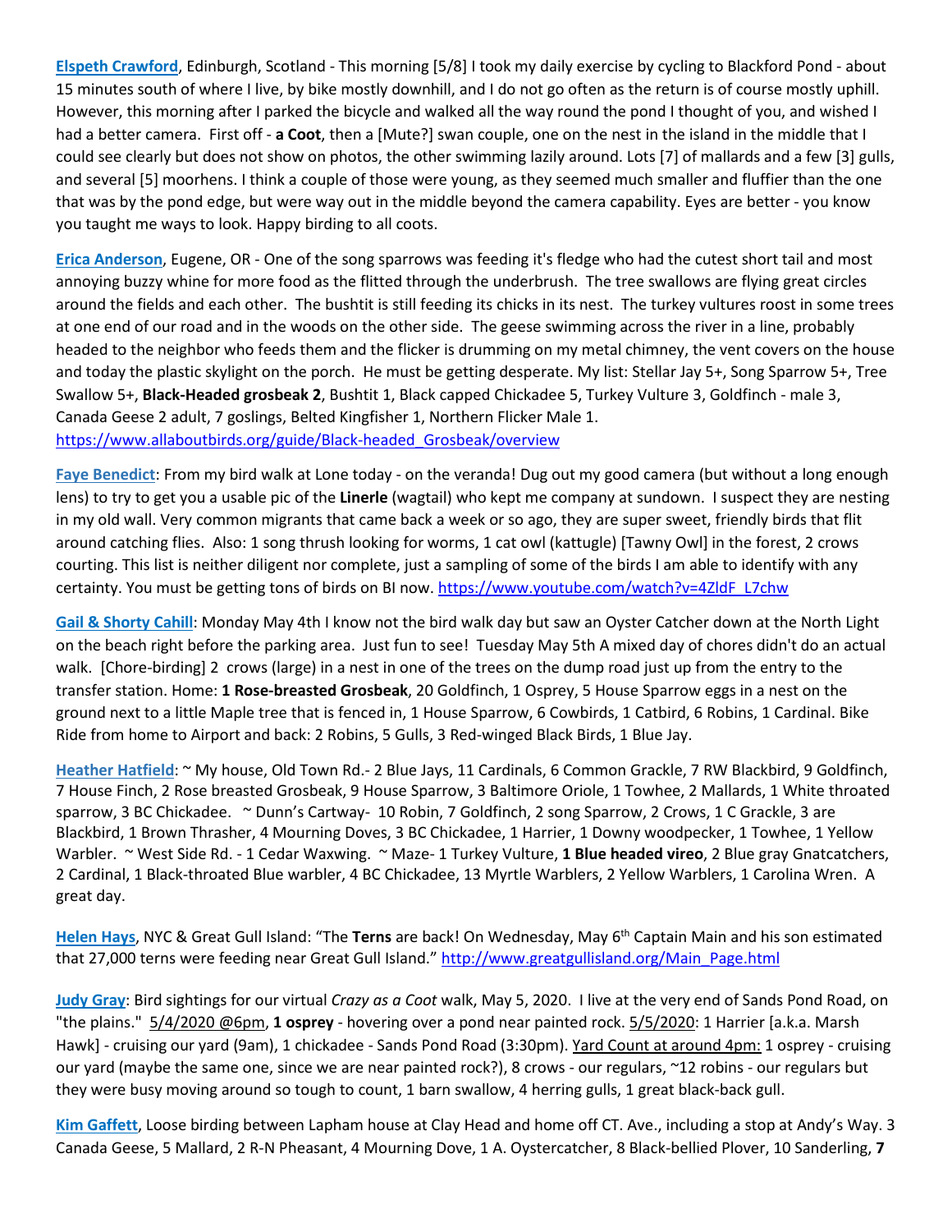**Elspeth Crawford**, Edinburgh, Scotland - This morning [5/8] I took my daily exercise by cycling to Blackford Pond - about 15 minutes south of where I live, by bike mostly downhill, and I do not go often as the return is of course mostly uphill. However, this morning after I parked the bicycle and walked all the way round the pond I thought of you, and wished I had a better camera. First off - **a Coot**, then a [Mute?] swan couple, one on the nest in the island in the middle that I could see clearly but does not show on photos, the other swimming lazily around. Lots [7] of mallards and a few [3] gulls, and several [5] moorhens. I think a couple of those were young, as they seemed much smaller and fluffier than the one that was by the pond edge, but were way out in the middle beyond the camera capability. Eyes are better - you know you taught me ways to look. Happy birding to all coots.

**Erica Anderson**, Eugene, OR - One of the song sparrows was feeding it's fledge who had the cutest short tail and most annoying buzzy whine for more food as the flitted through the underbrush. The tree swallows are flying great circles around the fields and each other. The bushtit is still feeding its chicks in its nest. The turkey vultures roost in some trees at one end of our road and in the woods on the other side. The geese swimming across the river in a line, probably headed to the neighbor who feeds them and the flicker is drumming on my metal chimney, the vent covers on the house and today the plastic skylight on the porch. He must be getting desperate. My list: Stellar Jay 5+, Song Sparrow 5+, Tree Swallow 5+, **Black-Headed grosbeak 2**, Bushtit 1, Black capped Chickadee 5, Turkey Vulture 3, Goldfinch - male 3, Canada Geese 2 adult, 7 goslings, Belted Kingfisher 1, Northern Flicker Male 1. https://www.allaboutbirds.org/guide/Black-headed_Grosbeak/overview

**Faye Benedict**: From my bird walk at Lone today - on the veranda! Dug out my good camera (but without a long enough lens) to try to get you a usable pic of the **Linerle** (wagtail) who kept me company at sundown. I suspect they are nesting in my old wall. Very common migrants that came back a week or so ago, they are super sweet, friendly birds that flit around catching flies. Also: 1 song thrush looking for worms, 1 cat owl (kattugle) [Tawny Owl] in the forest, 2 crows courting. This list is neither diligent nor complete, just a sampling of some of the birds I am able to identify with any certainty. You must be getting tons of birds on BI now. https://www.youtube.com/watch?v=4ZldF_L7chw

**Gail & Shorty Cahill**: Monday May 4th I know not the bird walk day but saw an Oyster Catcher down at the North Light on the beach right before the parking area. Just fun to see! Tuesday May 5th A mixed day of chores didn't do an actual walk. [Chore-birding] 2 crows (large) in a nest in one of the trees on the dump road just up from the entry to the transfer station. Home: **1 Rose-breasted Grosbeak**, 20 Goldfinch, 1 Osprey, 5 House Sparrow eggs in a nest on the ground next to a little Maple tree that is fenced in, 1 House Sparrow, 6 Cowbirds, 1 Catbird, 6 Robins, 1 Cardinal. Bike Ride from home to Airport and back: 2 Robins, 5 Gulls, 3 Red-winged Black Birds, 1 Blue Jay.

**Heather Hatfield**: ~ My house, Old Town Rd.- 2 Blue Jays, 11 Cardinals, 6 Common Grackle, 7 RW Blackbird, 9 Goldfinch, 7 House Finch, 2 Rose breasted Grosbeak, 9 House Sparrow, 3 Baltimore Oriole, 1 Towhee, 2 Mallards, 1 White throated sparrow, 3 BC Chickadee. ~ Dunn's Cartway- 10 Robin, 7 Goldfinch, 2 song Sparrow, 2 Crows, 1 C Grackle, 3 are Blackbird, 1 Brown Thrasher, 4 Mourning Doves, 3 BC Chickadee, 1 Harrier, 1 Downy woodpecker, 1 Towhee, 1 Yellow Warbler. ~ West Side Rd. - 1 Cedar Waxwing. ~ Maze- 1 Turkey Vulture, **1 Blue headed vireo**, 2 Blue gray Gnatcatchers, 2 Cardinal, 1 Black-throated Blue warbler, 4 BC Chickadee, 13 Myrtle Warblers, 2 Yellow Warblers, 1 Carolina Wren. A great day.

**Helen Hays**, NYC & Great Gull Island: "The **Terns** are back! On Wednesday, May 6th Captain Main and his son estimated that 27,000 terns were feeding near Great Gull Island." http://www.greatgullisland.org/Main_Page.html

**Judy Gray**: Bird sightings for our virtual *Crazy as a Coot* walk, May 5, 2020. I live at the very end of Sands Pond Road, on "the plains." 5/4/2020 @6pm, **1 osprey** - hovering over a pond near painted rock. 5/5/2020: 1 Harrier [a.k.a. Marsh Hawk] - cruising our yard (9am), 1 chickadee - Sands Pond Road (3:30pm). Yard Count at around 4pm: 1 osprey - cruising our yard (maybe the same one, since we are near painted rock?), 8 crows - our regulars, ~12 robins - our regulars but they were busy moving around so tough to count, 1 barn swallow, 4 herring gulls, 1 great black-back gull.

**Kim Gaffett**, Loose birding between Lapham house at Clay Head and home off CT. Ave., including a stop at Andy's Way. 3 Canada Geese, 5 Mallard, 2 R-N Pheasant, 4 Mourning Dove, 1 A. Oystercatcher, 8 Black-bellied Plover, 10 Sanderling, **7**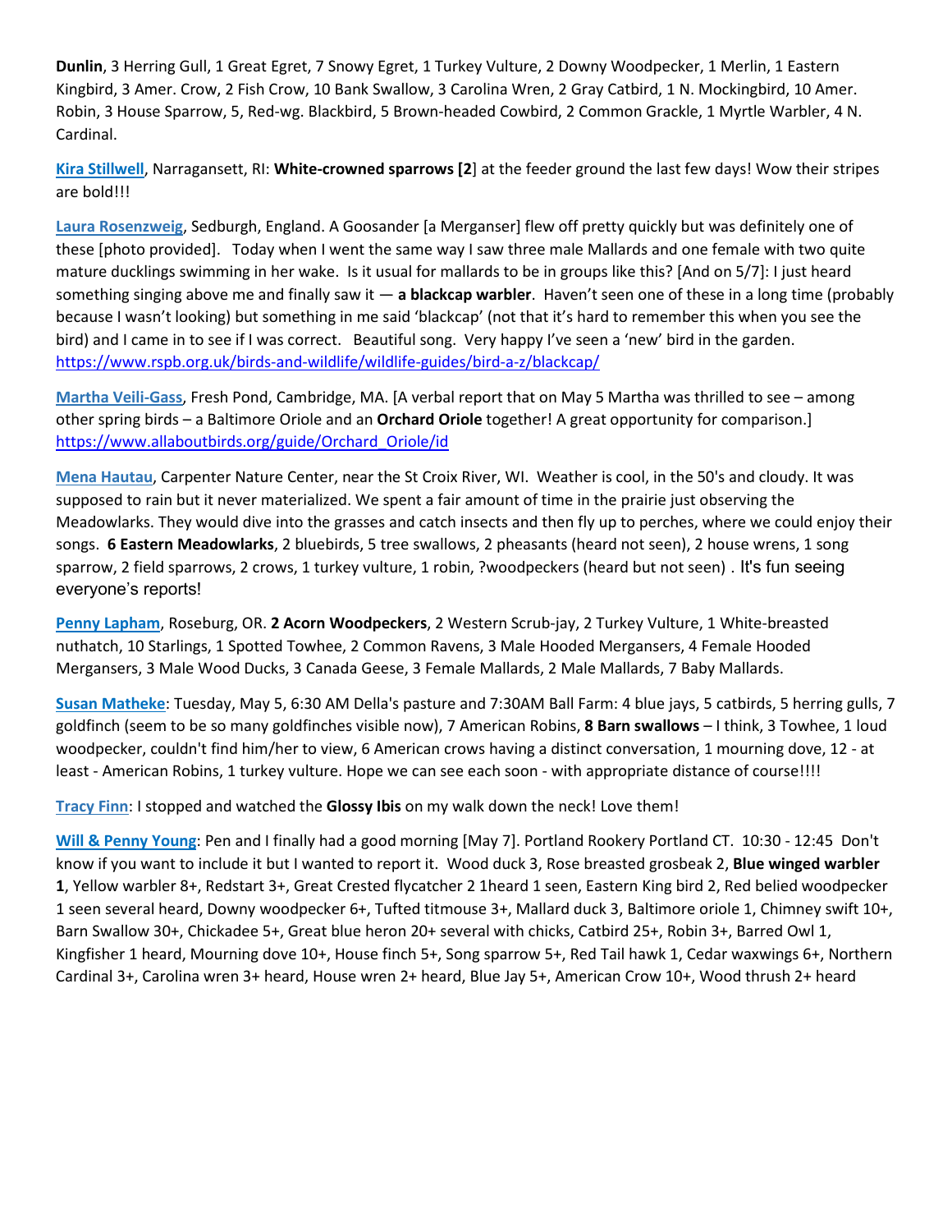**Dunlin**, 3 Herring Gull, 1 Great Egret, 7 Snowy Egret, 1 Turkey Vulture, 2 Downy Woodpecker, 1 Merlin, 1 Eastern Kingbird, 3 Amer. Crow, 2 Fish Crow, 10 Bank Swallow, 3 Carolina Wren, 2 Gray Catbird, 1 N. Mockingbird, 10 Amer. Robin, 3 House Sparrow, 5, Red-wg. Blackbird, 5 Brown-headed Cowbird, 2 Common Grackle, 1 Myrtle Warbler, 4 N. Cardinal.

**Kira Stillwell**, Narragansett, RI: **White-crowned sparrows [2**] at the feeder ground the last few days! Wow their stripes are bold!!!

**Laura Rosenzweig**, Sedburgh, England. A Goosander [a Merganser] flew off pretty quickly but was definitely one of these [photo provided]. Today when I went the same way I saw three male Mallards and one female with two quite mature ducklings swimming in her wake. Is it usual for mallards to be in groups like this? [And on 5/7]: I just heard something singing above me and finally saw it — **a blackcap warbler**. Haven't seen one of these in a long time (probably because I wasn't looking) but something in me said 'blackcap' (not that it's hard to remember this when you see the bird) and I came in to see if I was correct. Beautiful song. Very happy I've seen a 'new' bird in the garden. https://www.rspb.org.uk/birds-and-wildlife/wildlife-guides/bird-a-z/blackcap/

**Martha Veili-Gass**, Fresh Pond, Cambridge, MA. [A verbal report that on May 5 Martha was thrilled to see – among other spring birds – a Baltimore Oriole and an **Orchard Oriole** together! A great opportunity for comparison.] https://www.allaboutbirds.org/guide/Orchard_Oriole/id

**Mena Hautau**, Carpenter Nature Center, near the St Croix River, WI. Weather is cool, in the 50's and cloudy. It was supposed to rain but it never materialized. We spent a fair amount of time in the prairie just observing the Meadowlarks. They would dive into the grasses and catch insects and then fly up to perches, where we could enjoy their songs. **6 Eastern Meadowlarks**, 2 bluebirds, 5 tree swallows, 2 pheasants (heard not seen), 2 house wrens, 1 song sparrow, 2 field sparrows, 2 crows, 1 turkey vulture, 1 robin, ?woodpeckers (heard but not seen) . It's fun seeing everyone's reports!

**Penny Lapham**, Roseburg, OR. **2 Acorn Woodpeckers**, 2 Western Scrub-jay, 2 Turkey Vulture, 1 White-breasted nuthatch, 10 Starlings, 1 Spotted Towhee, 2 Common Ravens, 3 Male Hooded Mergansers, 4 Female Hooded Mergansers, 3 Male Wood Ducks, 3 Canada Geese, 3 Female Mallards, 2 Male Mallards, 7 Baby Mallards.

**Susan Matheke**: Tuesday, May 5, 6:30 AM Della's pasture and 7:30AM Ball Farm: 4 blue jays, 5 catbirds, 5 herring gulls, 7 goldfinch (seem to be so many goldfinches visible now), 7 American Robins, **8 Barn swallows** – I think, 3 Towhee, 1 loud woodpecker, couldn't find him/her to view, 6 American crows having a distinct conversation, 1 mourning dove, 12 - at least - American Robins, 1 turkey vulture. Hope we can see each soon - with appropriate distance of course!!!!

**Tracy Finn**: I stopped and watched the **Glossy Ibis** on my walk down the neck! Love them!

**Will & Penny Young**: Pen and I finally had a good morning [May 7]. Portland Rookery Portland CT. 10:30 - 12:45 Don't know if you want to include it but I wanted to report it. Wood duck 3, Rose breasted grosbeak 2, **Blue winged warbler 1**, Yellow warbler 8+, Redstart 3+, Great Crested flycatcher 2 1heard 1 seen, Eastern King bird 2, Red belied woodpecker 1 seen several heard, Downy woodpecker 6+, Tufted titmouse 3+, Mallard duck 3, Baltimore oriole 1, Chimney swift 10+, Barn Swallow 30+, Chickadee 5+, Great blue heron 20+ several with chicks, Catbird 25+, Robin 3+, Barred Owl 1, Kingfisher 1 heard, Mourning dove 10+, House finch 5+, Song sparrow 5+, Red Tail hawk 1, Cedar waxwings 6+, Northern Cardinal 3+, Carolina wren 3+ heard, House wren 2+ heard, Blue Jay 5+, American Crow 10+, Wood thrush 2+ heard